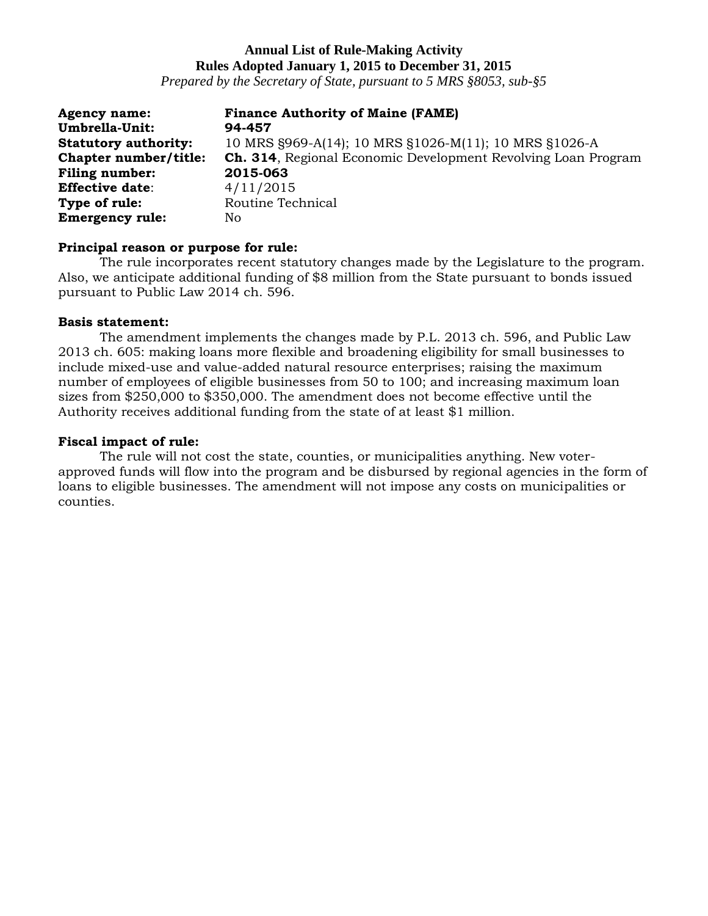**Annual List of Rule-Making Activity**
**Rules Adopted January 1, 2015 to December 31, 2015**
*Prepared by the Secretary of State, pursuant to 5 MRS §8053, sub-§5*

**Agency name:** **Finance Authority of Maine (FAME)**
**Umbrella-Unit:** **94-457**
**Statutory authority:** 10 MRS §969-A(14); 10 MRS §1026-M(11); 10 MRS §1026-A
**Chapter number/title:** **Ch. 314**, Regional Economic Development Revolving Loan Program
**Filing number:** **2015-063**
**Effective date**: 4/11/2015
**Type of rule:** Routine Technical
**Emergency rule:** No

**Principal reason or purpose for rule:**
The rule incorporates recent statutory changes made by the Legislature to the program. Also, we anticipate additional funding of $8 million from the State pursuant to bonds issued pursuant to Public Law 2014 ch. 596.

**Basis statement:**
The amendment implements the changes made by P.L. 2013 ch. 596, and Public Law 2013 ch. 605: making loans more flexible and broadening eligibility for small businesses to include mixed-use and value-added natural resource enterprises; raising the maximum number of employees of eligible businesses from 50 to 100; and increasing maximum loan sizes from $250,000 to $350,000. The amendment does not become effective until the Authority receives additional funding from the state of at least $1 million.

**Fiscal impact of rule:**
The rule will not cost the state, counties, or municipalities anything. New voter-approved funds will flow into the program and be disbursed by regional agencies in the form of loans to eligible businesses. The amendment will not impose any costs on municipalities or counties.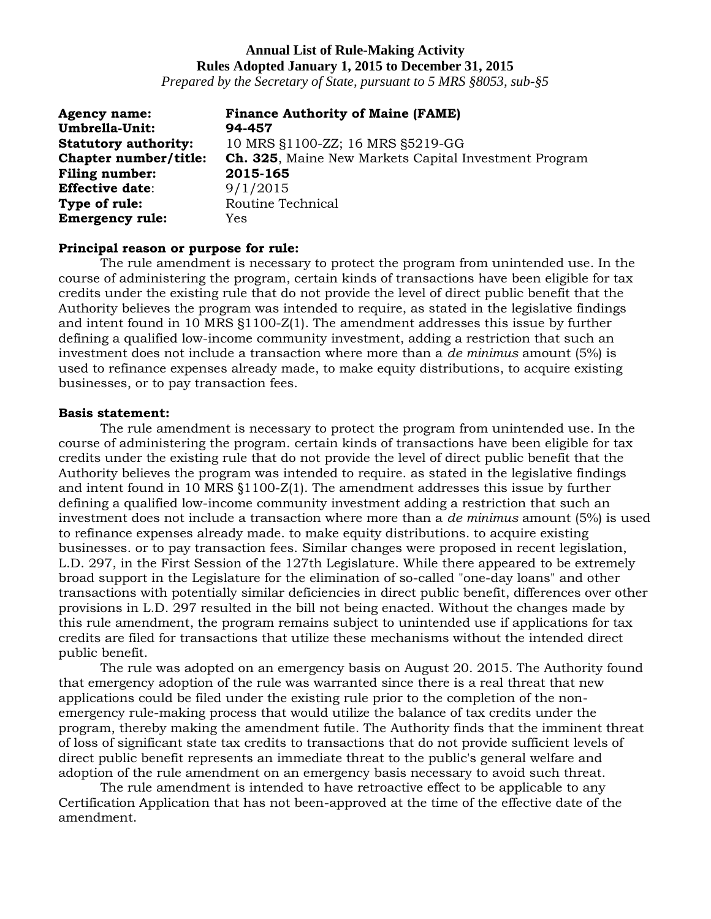**Annual List of Rule-Making Activity**
**Rules Adopted January 1, 2015 to December 31, 2015**
*Prepared by the Secretary of State, pursuant to 5 MRS §8053, sub-§5*

**Agency name:** **Finance Authority of Maine (FAME)**
**Umbrella-Unit:** **94-457**
**Statutory authority:** 10 MRS §1100-ZZ; 16 MRS §5219-GG
**Chapter number/title:** **Ch. 325**, Maine New Markets Capital Investment Program
**Filing number:** **2015-165**
**Effective date**: 9/1/2015
**Type of rule:** Routine Technical
**Emergency rule:** Yes

**Principal reason or purpose for rule:**
The rule amendment is necessary to protect the program from unintended use. In the course of administering the program, certain kinds of transactions have been eligible for tax credits under the existing rule that do not provide the level of direct public benefit that the Authority believes the program was intended to require, as stated in the legislative findings and intent found in 10 MRS §1100-Z(1). The amendment addresses this issue by further defining a qualified low-income community investment, adding a restriction that such an investment does not include a transaction where more than a *de minimus* amount (5%) is used to refinance expenses already made, to make equity distributions, to acquire existing businesses, or to pay transaction fees.

**Basis statement:**
The rule amendment is necessary to protect the program from unintended use. In the course of administering the program. certain kinds of transactions have been eligible for tax credits under the existing rule that do not provide the level of direct public benefit that the Authority believes the program was intended to require. as stated in the legislative findings and intent found in 10 MRS §1100-Z(1). The amendment addresses this issue by further defining a qualified low-income community investment adding a restriction that such an investment does not include a transaction where more than a *de minimus* amount (5%) is used to refinance expenses already made. to make equity distributions. to acquire existing businesses. or to pay transaction fees. Similar changes were proposed in recent legislation, L.D. 297, in the First Session of the 127th Legislature. While there appeared to be extremely broad support in the Legislature for the elimination of so-called "one-day loans" and other transactions with potentially similar deficiencies in direct public benefit, differences over other provisions in L.D. 297 resulted in the bill not being enacted. Without the changes made by this rule amendment, the program remains subject to unintended use if applications for tax credits are filed for transactions that utilize these mechanisms without the intended direct public benefit.

The rule was adopted on an emergency basis on August 20. 2015. The Authority found that emergency adoption of the rule was warranted since there is a real threat that new applications could be filed under the existing rule prior to the completion of the non-emergency rule-making process that would utilize the balance of tax credits under the program, thereby making the amendment futile. The Authority finds that the imminent threat of loss of significant state tax credits to transactions that do not provide sufficient levels of direct public benefit represents an immediate threat to the public's general welfare and adoption of the rule amendment on an emergency basis necessary to avoid such threat.

The rule amendment is intended to have retroactive effect to be applicable to any Certification Application that has not been-approved at the time of the effective date of the amendment.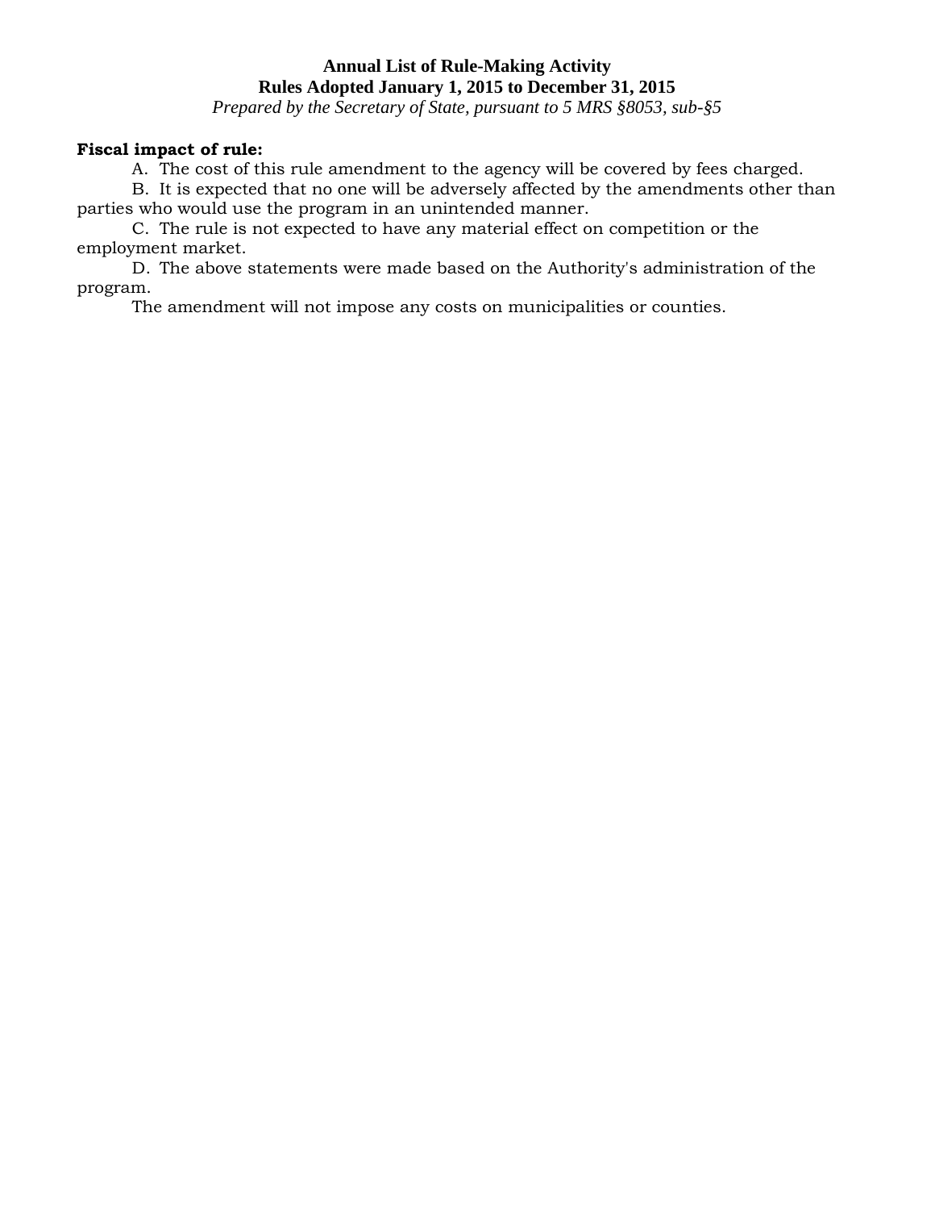**Fiscal impact of rule:**

A. The cost of this rule amendment to the agency will be covered by fees charged.

B. It is expected that no one will be adversely affected by the amendments other than parties who would use the program in an unintended manner.

C. The rule is not expected to have any material effect on competition or the employment market.

D. The above statements were made based on the Authority's administration of the program.

The amendment will not impose any costs on municipalities or counties.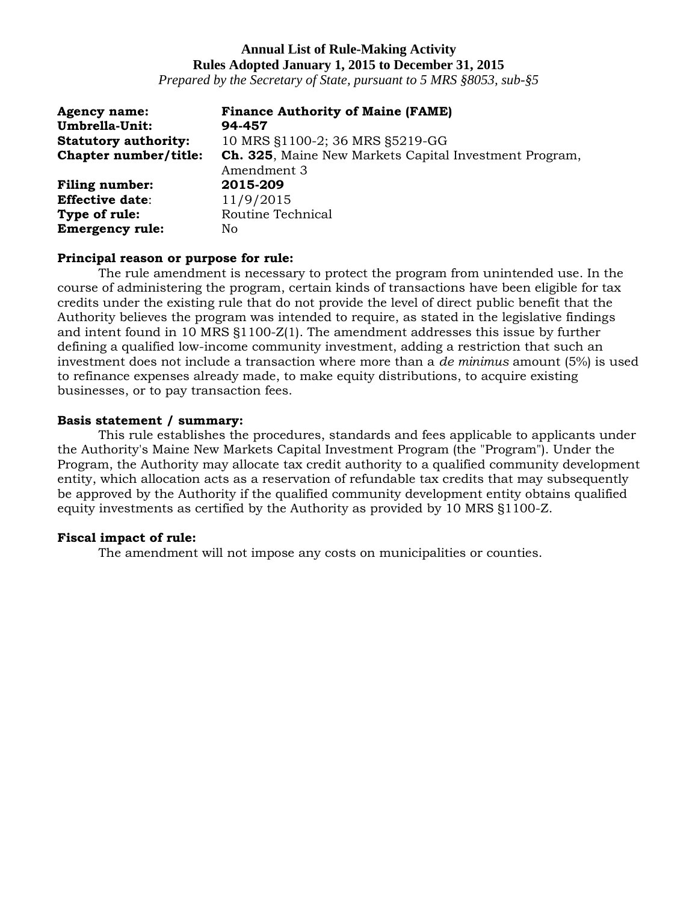**Annual List of Rule-Making Activity**
**Rules Adopted January 1, 2015 to December 31, 2015**
*Prepared by the Secretary of State, pursuant to 5 MRS §8053, sub-§5*

| | |
|---|---|
| **Agency name:** | **Finance Authority of Maine (FAME)** |
| **Umbrella-Unit:** | **94-457** |
| **Statutory authority:** | 10 MRS §1100-2; 36 MRS §5219-GG |
| **Chapter number/title:** | **Ch. 325**, Maine New Markets Capital Investment Program, Amendment 3 |
| **Filing number:** | **2015-209** |
| **Effective date**: | 11/9/2015 |
| **Type of rule:** | Routine Technical |
| **Emergency rule:** | No |

**Principal reason or purpose for rule:**

The rule amendment is necessary to protect the program from unintended use. In the course of administering the program, certain kinds of transactions have been eligible for tax credits under the existing rule that do not provide the level of direct public benefit that the Authority believes the program was intended to require, as stated in the legislative findings and intent found in 10 MRS §1100-Z(1). The amendment addresses this issue by further defining a qualified low-income community investment, adding a restriction that such an investment does not include a transaction where more than a *de minimus* amount (5%) is used to refinance expenses already made, to make equity distributions, to acquire existing businesses, or to pay transaction fees.

**Basis statement / summary:**

This rule establishes the procedures, standards and fees applicable to applicants under the Authority's Maine New Markets Capital Investment Program (the "Program"). Under the Program, the Authority may allocate tax credit authority to a qualified community development entity, which allocation acts as a reservation of refundable tax credits that may subsequently be approved by the Authority if the qualified community development entity obtains qualified equity investments as certified by the Authority as provided by 10 MRS §1100-Z.

**Fiscal impact of rule:**

The amendment will not impose any costs on municipalities or counties.